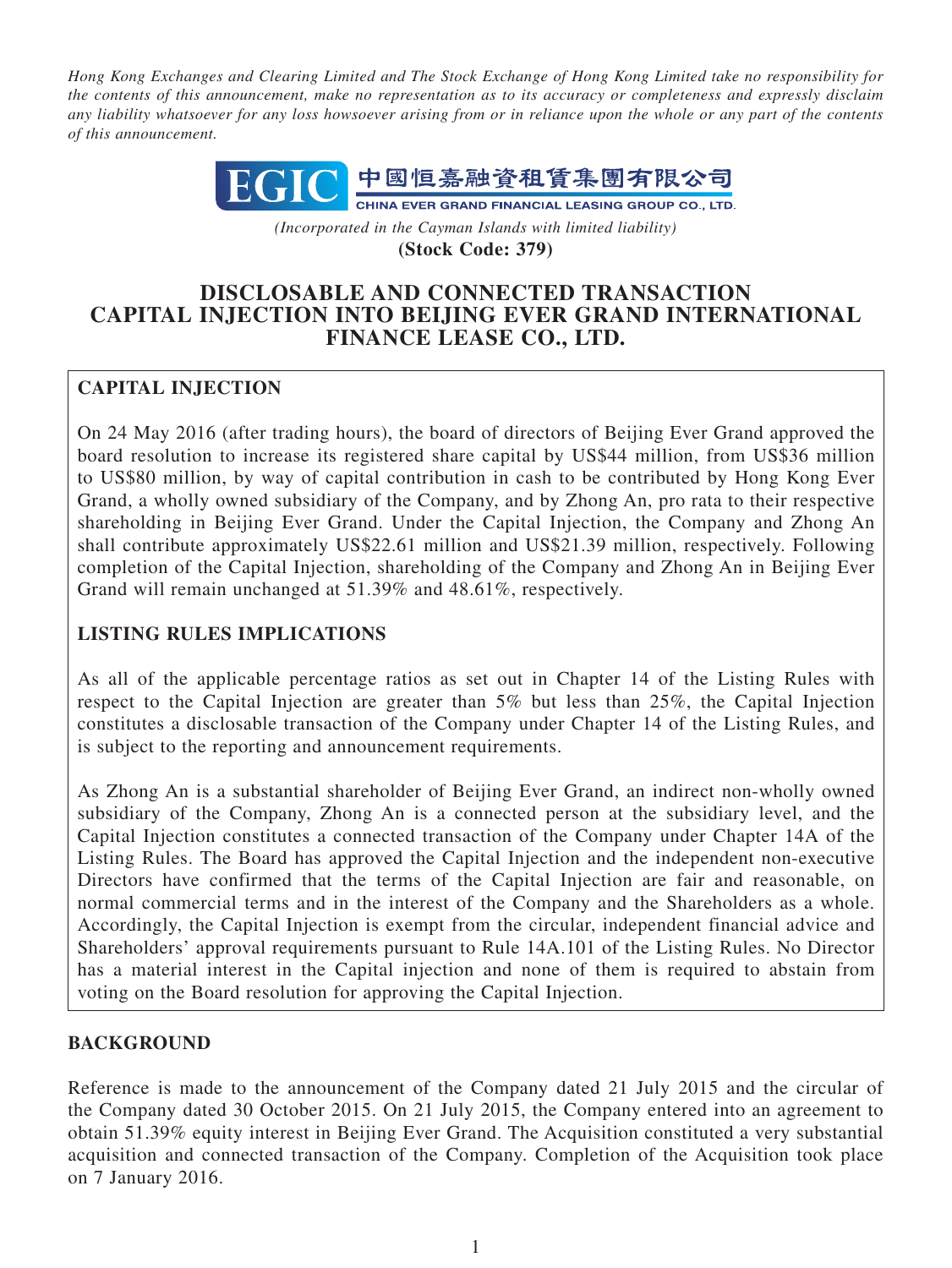*Hong Kong Exchanges and Clearing Limited and The Stock Exchange of Hong Kong Limited take no responsibility for the contents of this announcement, make no representation as to its accuracy or completeness and expressly disclaim any liability whatsoever for any loss howsoever arising from or in reliance upon the whole or any part of the contents of this announcement.*

**EGIC 中國恒嘉融資租賃集團有限公司**
**CHINA EVER GRAND FINANCIAL LEASING GROUP CO., LTD.**

*(Incorporated in the Cayman Islands with limited liability)*
**(Stock Code: 379)**

# DISCLOSABLE AND CONNECTED TRANSACTION CAPITAL INJECTION INTO BEIJING EVER GRAND INTERNATIONAL FINANCE LEASE CO., LTD.

## CAPITAL INJECTION

On 24 May 2016 (after trading hours), the board of directors of Beijing Ever Grand approved the board resolution to increase its registered share capital by US$44 million, from US$36 million to US$80 million, by way of capital contribution in cash to be contributed by Hong Kong Ever Grand, a wholly owned subsidiary of the Company, and by Zhong An, pro rata to their respective shareholding in Beijing Ever Grand. Under the Capital Injection, the Company and Zhong An shall contribute approximately US$22.61 million and US$21.39 million, respectively. Following completion of the Capital Injection, shareholding of the Company and Zhong An in Beijing Ever Grand will remain unchanged at 51.39% and 48.61%, respectively.

## LISTING RULES IMPLICATIONS

As all of the applicable percentage ratios as set out in Chapter 14 of the Listing Rules with respect to the Capital Injection are greater than 5% but less than 25%, the Capital Injection constitutes a disclosable transaction of the Company under Chapter 14 of the Listing Rules, and is subject to the reporting and announcement requirements.

As Zhong An is a substantial shareholder of Beijing Ever Grand, an indirect non-wholly owned subsidiary of the Company, Zhong An is a connected person at the subsidiary level, and the Capital Injection constitutes a connected transaction of the Company under Chapter 14A of the Listing Rules. The Board has approved the Capital Injection and the independent non-executive Directors have confirmed that the terms of the Capital Injection are fair and reasonable, on normal commercial terms and in the interest of the Company and the Shareholders as a whole. Accordingly, the Capital Injection is exempt from the circular, independent financial advice and Shareholders' approval requirements pursuant to Rule 14A.101 of the Listing Rules. No Director has a material interest in the Capital injection and none of them is required to abstain from voting on the Board resolution for approving the Capital Injection.

## BACKGROUND

Reference is made to the announcement of the Company dated 21 July 2015 and the circular of the Company dated 30 October 2015. On 21 July 2015, the Company entered into an agreement to obtain 51.39% equity interest in Beijing Ever Grand. The Acquisition constituted a very substantial acquisition and connected transaction of the Company. Completion of the Acquisition took place on 7 January 2016.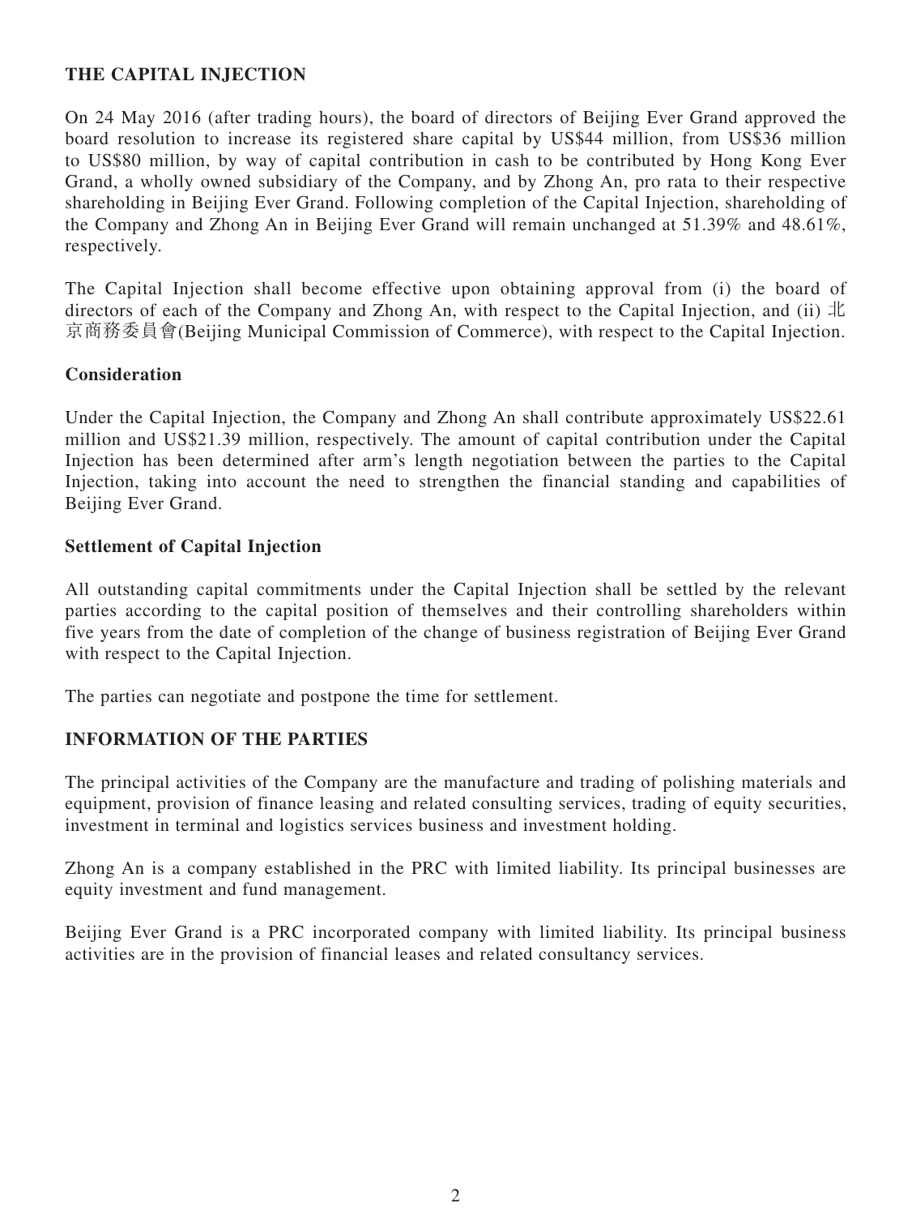## THE CAPITAL INJECTION

On 24 May 2016 (after trading hours), the board of directors of Beijing Ever Grand approved the board resolution to increase its registered share capital by US$44 million, from US$36 million to US$80 million, by way of capital contribution in cash to be contributed by Hong Kong Ever Grand, a wholly owned subsidiary of the Company, and by Zhong An, pro rata to their respective shareholding in Beijing Ever Grand. Following completion of the Capital Injection, shareholding of the Company and Zhong An in Beijing Ever Grand will remain unchanged at 51.39% and 48.61%, respectively.

The Capital Injection shall become effective upon obtaining approval from (i) the board of directors of each of the Company and Zhong An, with respect to the Capital Injection, and (ii) 北京商務委員會(Beijing Municipal Commission of Commerce), with respect to the Capital Injection.

### Consideration

Under the Capital Injection, the Company and Zhong An shall contribute approximately US$22.61 million and US$21.39 million, respectively. The amount of capital contribution under the Capital Injection has been determined after arm's length negotiation between the parties to the Capital Injection, taking into account the need to strengthen the financial standing and capabilities of Beijing Ever Grand.

### Settlement of Capital Injection

All outstanding capital commitments under the Capital Injection shall be settled by the relevant parties according to the capital position of themselves and their controlling shareholders within five years from the date of completion of the change of business registration of Beijing Ever Grand with respect to the Capital Injection.

The parties can negotiate and postpone the time for settlement.

## INFORMATION OF THE PARTIES

The principal activities of the Company are the manufacture and trading of polishing materials and equipment, provision of finance leasing and related consulting services, trading of equity securities, investment in terminal and logistics services business and investment holding.

Zhong An is a company established in the PRC with limited liability. Its principal businesses are equity investment and fund management.

Beijing Ever Grand is a PRC incorporated company with limited liability. Its principal business activities are in the provision of financial leases and related consultancy services.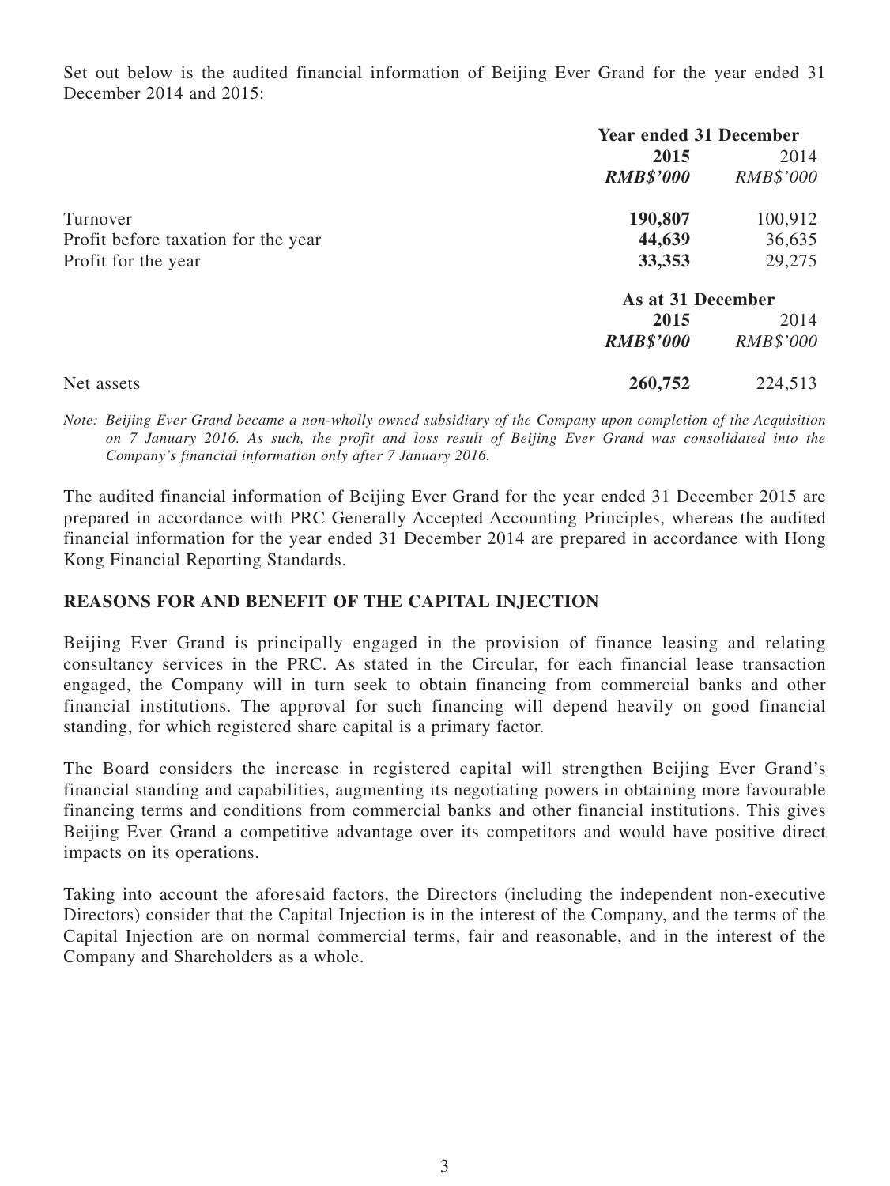Set out below is the audited financial information of Beijing Ever Grand for the year ended 31 December 2014 and 2015:

| | Year ended 31 December | |
|---|---|---|
| | **2015** | 2014 |
| | ***RMB$'000*** | *RMB$'000* |
| Turnover | **190,807** | 100,912 |
| Profit before taxation for the year | **44,639** | 36,635 |
| Profit for the year | **33,353** | 29,275 |
| | **As at 31 December** | |
| | **2015** | 2014 |
| | ***RMB$'000*** | *RMB$'000* |
| Net assets | **260,752** | 224,513 |

*Note: Beijing Ever Grand became a non-wholly owned subsidiary of the Company upon completion of the Acquisition on 7 January 2016. As such, the profit and loss result of Beijing Ever Grand was consolidated into the Company's financial information only after 7 January 2016.*

The audited financial information of Beijing Ever Grand for the year ended 31 December 2015 are prepared in accordance with PRC Generally Accepted Accounting Principles, whereas the audited financial information for the year ended 31 December 2014 are prepared in accordance with Hong Kong Financial Reporting Standards.

## REASONS FOR AND BENEFIT OF THE CAPITAL INJECTION

Beijing Ever Grand is principally engaged in the provision of finance leasing and relating consultancy services in the PRC. As stated in the Circular, for each financial lease transaction engaged, the Company will in turn seek to obtain financing from commercial banks and other financial institutions. The approval for such financing will depend heavily on good financial standing, for which registered share capital is a primary factor.

The Board considers the increase in registered capital will strengthen Beijing Ever Grand's financial standing and capabilities, augmenting its negotiating powers in obtaining more favourable financing terms and conditions from commercial banks and other financial institutions. This gives Beijing Ever Grand a competitive advantage over its competitors and would have positive direct impacts on its operations.

Taking into account the aforesaid factors, the Directors (including the independent non-executive Directors) consider that the Capital Injection is in the interest of the Company, and the terms of the Capital Injection are on normal commercial terms, fair and reasonable, and in the interest of the Company and Shareholders as a whole.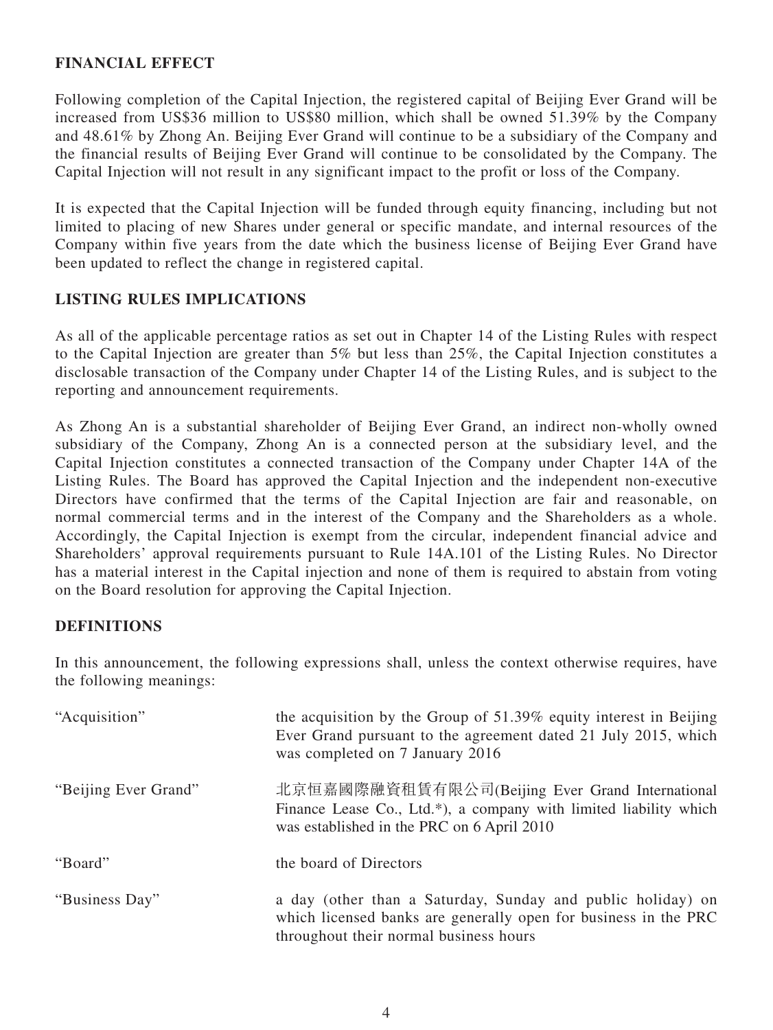## FINANCIAL EFFECT

Following completion of the Capital Injection, the registered capital of Beijing Ever Grand will be increased from US$36 million to US$80 million, which shall be owned 51.39% by the Company and 48.61% by Zhong An. Beijing Ever Grand will continue to be a subsidiary of the Company and the financial results of Beijing Ever Grand will continue to be consolidated by the Company. The Capital Injection will not result in any significant impact to the profit or loss of the Company.

It is expected that the Capital Injection will be funded through equity financing, including but not limited to placing of new Shares under general or specific mandate, and internal resources of the Company within five years from the date which the business license of Beijing Ever Grand have been updated to reflect the change in registered capital.

## LISTING RULES IMPLICATIONS

As all of the applicable percentage ratios as set out in Chapter 14 of the Listing Rules with respect to the Capital Injection are greater than 5% but less than 25%, the Capital Injection constitutes a disclosable transaction of the Company under Chapter 14 of the Listing Rules, and is subject to the reporting and announcement requirements.

As Zhong An is a substantial shareholder of Beijing Ever Grand, an indirect non-wholly owned subsidiary of the Company, Zhong An is a connected person at the subsidiary level, and the Capital Injection constitutes a connected transaction of the Company under Chapter 14A of the Listing Rules. The Board has approved the Capital Injection and the independent non-executive Directors have confirmed that the terms of the Capital Injection are fair and reasonable, on normal commercial terms and in the interest of the Company and the Shareholders as a whole. Accordingly, the Capital Injection is exempt from the circular, independent financial advice and Shareholders' approval requirements pursuant to Rule 14A.101 of the Listing Rules. No Director has a material interest in the Capital injection and none of them is required to abstain from voting on the Board resolution for approving the Capital Injection.

## DEFINITIONS

In this announcement, the following expressions shall, unless the context otherwise requires, have the following meanings:

| | |
|---|---|
| "Acquisition" | the acquisition by the Group of 51.39% equity interest in Beijing Ever Grand pursuant to the agreement dated 21 July 2015, which was completed on 7 January 2016 |
| "Beijing Ever Grand" | 北京恒嘉國際融資租賃有限公司(Beijing Ever Grand International Finance Lease Co., Ltd.*), a company with limited liability which was established in the PRC on 6 April 2010 |
| "Board" | the board of Directors |
| "Business Day" | a day (other than a Saturday, Sunday and public holiday) on which licensed banks are generally open for business in the PRC throughout their normal business hours |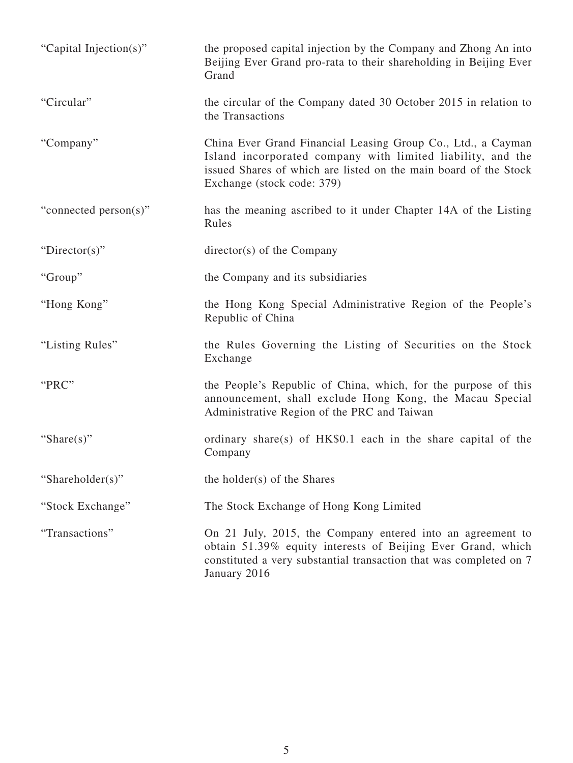| | |
|---|---|
| "Capital Injection(s)" | the proposed capital injection by the Company and Zhong An into Beijing Ever Grand pro-rata to their shareholding in Beijing Ever Grand |
| "Circular" | the circular of the Company dated 30 October 2015 in relation to the Transactions |
| "Company" | China Ever Grand Financial Leasing Group Co., Ltd., a Cayman Island incorporated company with limited liability, and the issued Shares of which are listed on the main board of the Stock Exchange (stock code: 379) |
| "connected person(s)" | has the meaning ascribed to it under Chapter 14A of the Listing Rules |
| "Director(s)" | director(s) of the Company |
| "Group" | the Company and its subsidiaries |
| "Hong Kong" | the Hong Kong Special Administrative Region of the People's Republic of China |
| "Listing Rules" | the Rules Governing the Listing of Securities on the Stock Exchange |
| "PRC" | the People's Republic of China, which, for the purpose of this announcement, shall exclude Hong Kong, the Macau Special Administrative Region of the PRC and Taiwan |
| "Share(s)" | ordinary share(s) of HK$0.1 each in the share capital of the Company |
| "Shareholder(s)" | the holder(s) of the Shares |
| "Stock Exchange" | The Stock Exchange of Hong Kong Limited |
| "Transactions" | On 21 July, 2015, the Company entered into an agreement to obtain 51.39% equity interests of Beijing Ever Grand, which constituted a very substantial transaction that was completed on 7 January 2016 |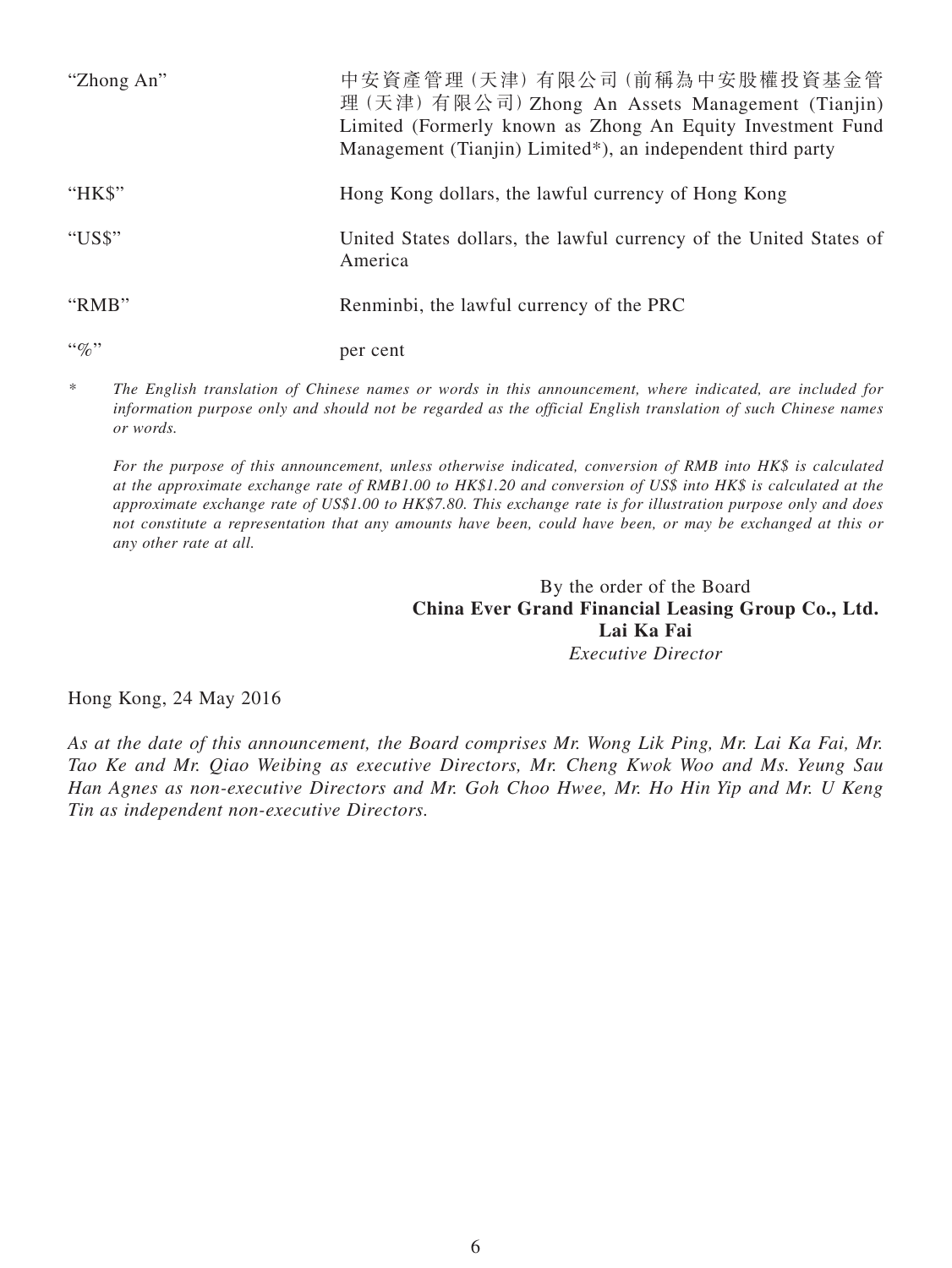| | |
|---|---|
| "Zhong An" | 中安資產管理（天津）有限公司（前稱為中安股權投資基金管理（天津）有限公司）Zhong An Assets Management (Tianjin) Limited (Formerly known as Zhong An Equity Investment Fund Management (Tianjin) Limited*), an independent third party |
| "HK$" | Hong Kong dollars, the lawful currency of Hong Kong |
| "US$" | United States dollars, the lawful currency of the United States of America |
| "RMB" | Renminbi, the lawful currency of the PRC |
| "%" | per cent |

\* *The English translation of Chinese names or words in this announcement, where indicated, are included for information purpose only and should not be regarded as the official English translation of such Chinese names or words.*

*For the purpose of this announcement, unless otherwise indicated, conversion of RMB into HK$ is calculated at the approximate exchange rate of RMB1.00 to HK$1.20 and conversion of US$ into HK$ is calculated at the approximate exchange rate of US$1.00 to HK$7.80. This exchange rate is for illustration purpose only and does not constitute a representation that any amounts have been, could have been, or may be exchanged at this or any other rate at all.*

By the order of the Board
**China Ever Grand Financial Leasing Group Co., Ltd.**
**Lai Ka Fai**
*Executive Director*

Hong Kong, 24 May 2016

*As at the date of this announcement, the Board comprises Mr. Wong Lik Ping, Mr. Lai Ka Fai, Mr. Tao Ke and Mr. Qiao Weibing as executive Directors, Mr. Cheng Kwok Woo and Ms. Yeung Sau Han Agnes as non-executive Directors and Mr. Goh Choo Hwee, Mr. Ho Hin Yip and Mr. U Keng Tin as independent non-executive Directors.*